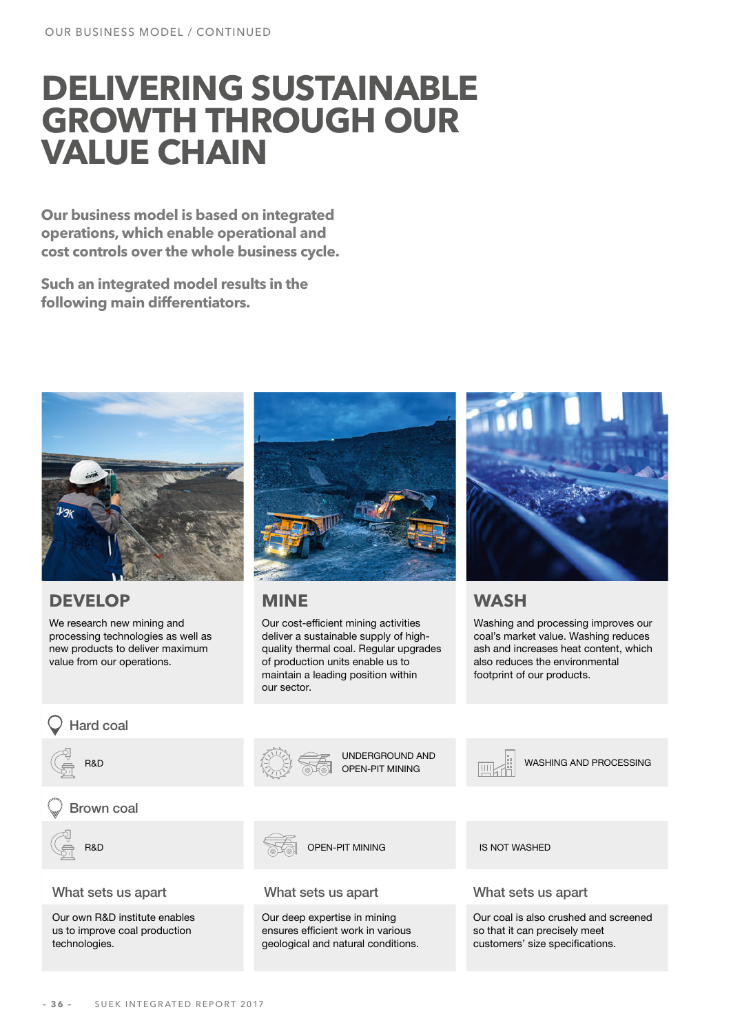# DELIVERING SUSTAINABLE GROWTH THROUGH OUR VALUE CHAIN

**Our business model is based on integrated operations, which enable operational and cost controls over the whole business cycle.**

**Such an integrated model results in the following main differentiators.**

## DEVELOP

We research new mining and processing technologies as well as new products to deliver maximum value from our operations.

## MINE

Our cost-efficient mining activities deliver a sustainable supply of high-quality thermal coal. Regular upgrades of production units enable us to maintain a leading position within our sector.

## WASH

Washing and processing improves our coal's market value. Washing reduces ash and increases heat content, which also reduces the environmental footprint of our products.

| | Develop | Mine | Wash |
|---|---|---|---|
| **Hard coal** | R&D | UNDERGROUND AND OPEN-PIT MINING | WASHING AND PROCESSING |
| **Brown coal** | R&D | OPEN-PIT MINING | IS NOT WASHED |

### What sets us apart

**Develop:** Our own R&D institute enables us to improve coal production technologies.

**Mine:** Our deep expertise in mining ensures efficient work in various geological and natural conditions.

**Wash:** Our coal is also crushed and screened so that it can precisely meet customers' size specifications.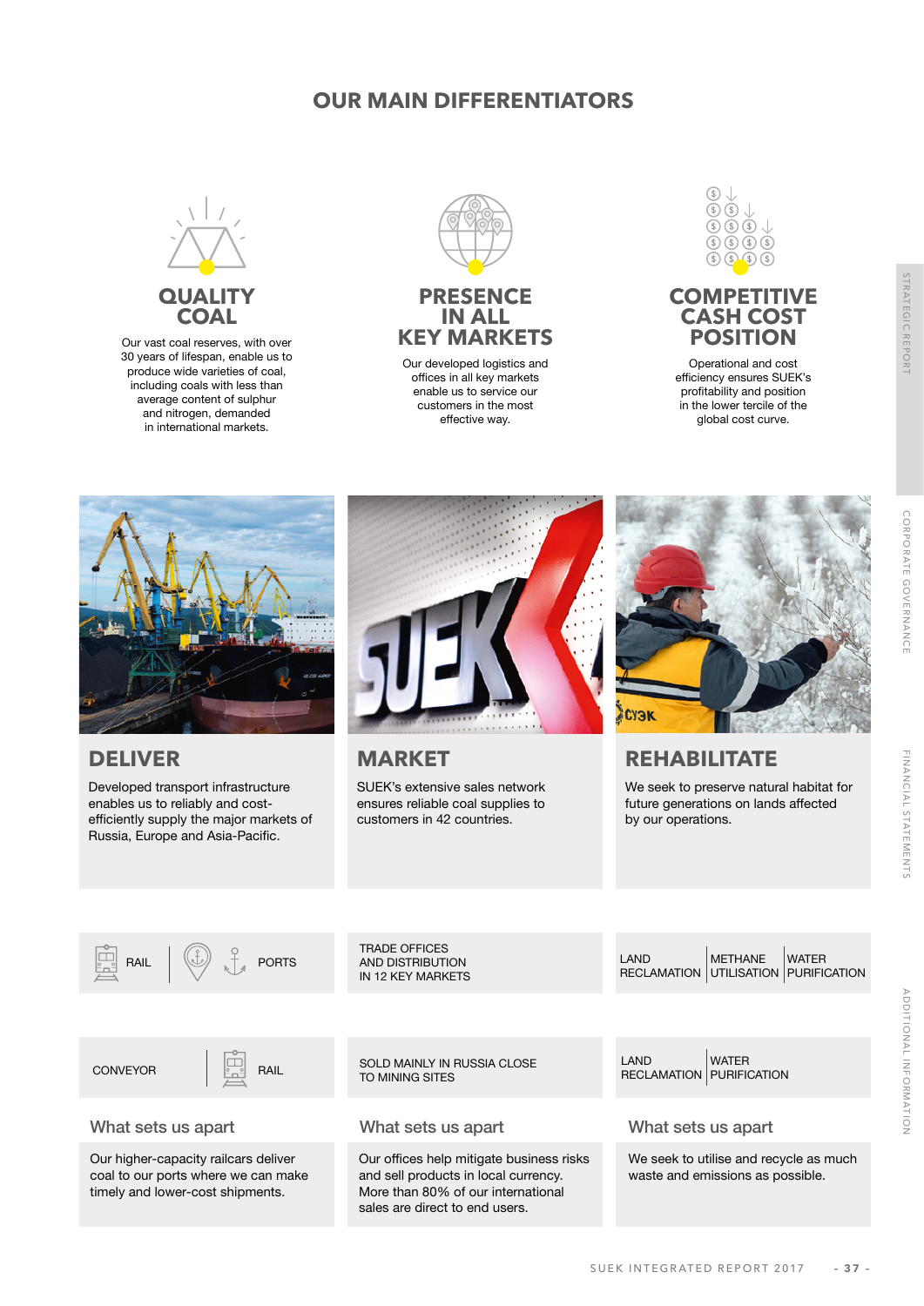# OUR MAIN DIFFERENTIATORS

## QUALITY COAL

Our vast coal reserves, with over 30 years of lifespan, enable us to produce wide varieties of coal, including coals with less than average content of sulphur and nitrogen, demanded in international markets.

## PRESENCE IN ALL KEY MARKETS

Our developed logistics and offices in all key markets enable us to service our customers in the most effective way.

## COMPETITIVE CASH COST POSITION

Operational and cost efficiency ensures SUEK's profitability and position in the lower tercile of the global cost curve.

## DELIVER

Developed transport infrastructure enables us to reliably and cost-efficiently supply the major markets of Russia, Europe and Asia-Pacific.

RAIL | PORTS

CONVEYOR | RAIL

### What sets us apart

Our higher-capacity railcars deliver coal to our ports where we can make timely and lower-cost shipments.

## MARKET

SUEK's extensive sales network ensures reliable coal supplies to customers in 42 countries.

TRADE OFFICES AND DISTRIBUTION IN 12 KEY MARKETS

SOLD MAINLY IN RUSSIA CLOSE TO MINING SITES

### What sets us apart

Our offices help mitigate business risks and sell products in local currency. More than 80% of our international sales are direct to end users.

## REHABILITATE

We seek to preserve natural habitat for future generations on lands affected by our operations.

LAND RECLAMATION | METHANE UTILISATION | WATER PURIFICATION

LAND RECLAMATION | WATER PURIFICATION

### What sets us apart

We seek to utilise and recycle as much waste and emissions as possible.